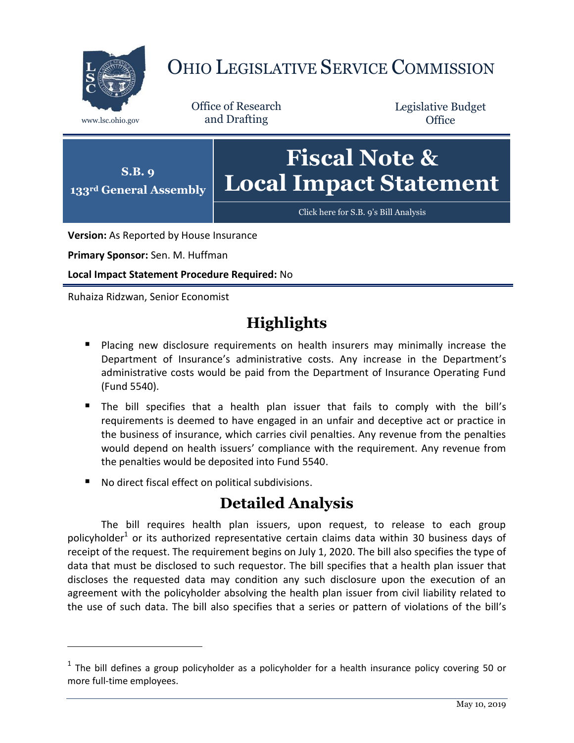# OHIO LEGISLATIVE SERVICE COMMISSION

www.lsc.ohio.gov

Office of Research and Drafting

Legislative Budget Office

**S.B. 9**
**133rd General Assembly**

# Fiscal Note & Local Impact Statement

Click here for S.B. 9's Bill Analysis

**Version:** As Reported by House Insurance

**Primary Sponsor:** Sen. M. Huffman

**Local Impact Statement Procedure Required:** No

Ruhaiza Ridzwan, Senior Economist

## Highlights

- Placing new disclosure requirements on health insurers may minimally increase the Department of Insurance's administrative costs. Any increase in the Department's administrative costs would be paid from the Department of Insurance Operating Fund (Fund 5540).
- The bill specifies that a health plan issuer that fails to comply with the bill's requirements is deemed to have engaged in an unfair and deceptive act or practice in the business of insurance, which carries civil penalties. Any revenue from the penalties would depend on health issuers' compliance with the requirement. Any revenue from the penalties would be deposited into Fund 5540.
- No direct fiscal effect on political subdivisions.

## Detailed Analysis

The bill requires health plan issuers, upon request, to release to each group policyholder[1] or its authorized representative certain claims data within 30 business days of receipt of the request. The requirement begins on July 1, 2020. The bill also specifies the type of data that must be disclosed to such requestor. The bill specifies that a health plan issuer that discloses the requested data may condition any such disclosure upon the execution of an agreement with the policyholder absolving the health plan issuer from civil liability related to the use of such data. The bill also specifies that a series or pattern of violations of the bill's

[1] The bill defines a group policyholder as a policyholder for a health insurance policy covering 50 or more full-time employees.

May 10, 2019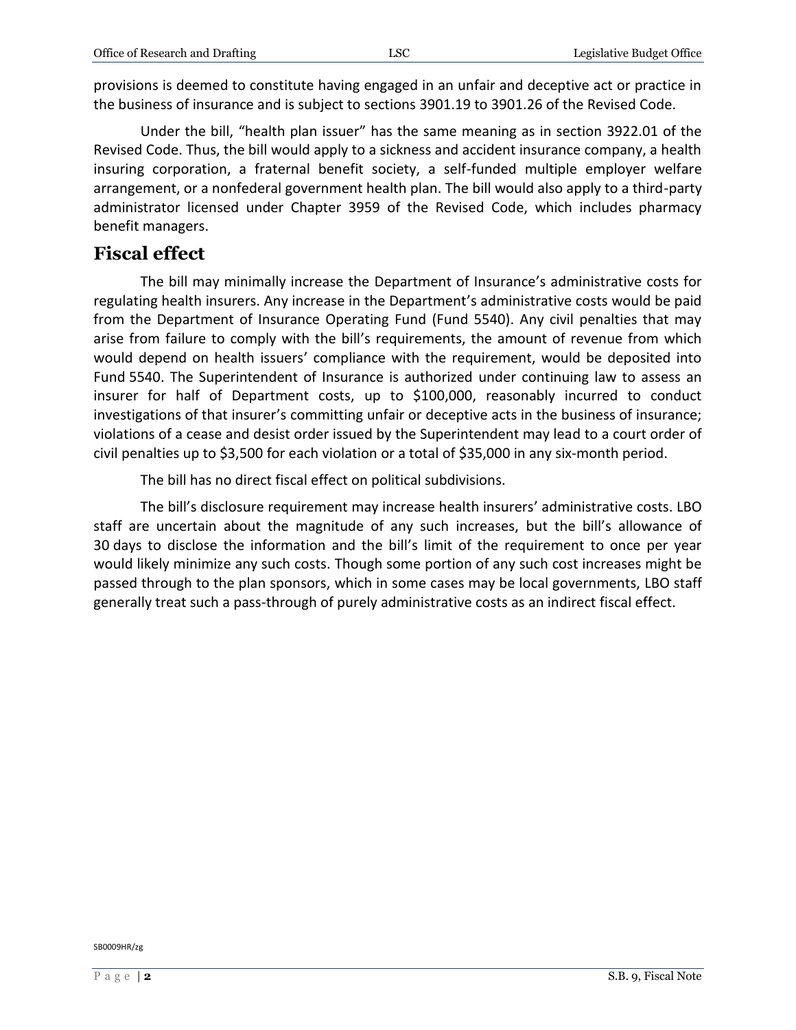provisions is deemed to constitute having engaged in an unfair and deceptive act or practice in the business of insurance and is subject to sections 3901.19 to 3901.26 of the Revised Code.

Under the bill, "health plan issuer" has the same meaning as in section 3922.01 of the Revised Code. Thus, the bill would apply to a sickness and accident insurance company, a health insuring corporation, a fraternal benefit society, a self-funded multiple employer welfare arrangement, or a nonfederal government health plan. The bill would also apply to a third-party administrator licensed under Chapter 3959 of the Revised Code, which includes pharmacy benefit managers.

## Fiscal effect

The bill may minimally increase the Department of Insurance's administrative costs for regulating health insurers. Any increase in the Department's administrative costs would be paid from the Department of Insurance Operating Fund (Fund 5540). Any civil penalties that may arise from failure to comply with the bill's requirements, the amount of revenue from which would depend on health issuers' compliance with the requirement, would be deposited into Fund 5540. The Superintendent of Insurance is authorized under continuing law to assess an insurer for half of Department costs, up to $100,000, reasonably incurred to conduct investigations of that insurer's committing unfair or deceptive acts in the business of insurance; violations of a cease and desist order issued by the Superintendent may lead to a court order of civil penalties up to $3,500 for each violation or a total of $35,000 in any six-month period.

The bill has no direct fiscal effect on political subdivisions.

The bill's disclosure requirement may increase health insurers' administrative costs. LBO staff are uncertain about the magnitude of any such increases, but the bill's allowance of 30 days to disclose the information and the bill's limit of the requirement to once per year would likely minimize any such costs. Though some portion of any such cost increases might be passed through to the plan sponsors, which in some cases may be local governments, LBO staff generally treat such a pass-through of purely administrative costs as an indirect fiscal effect.

SB0009HR/zg